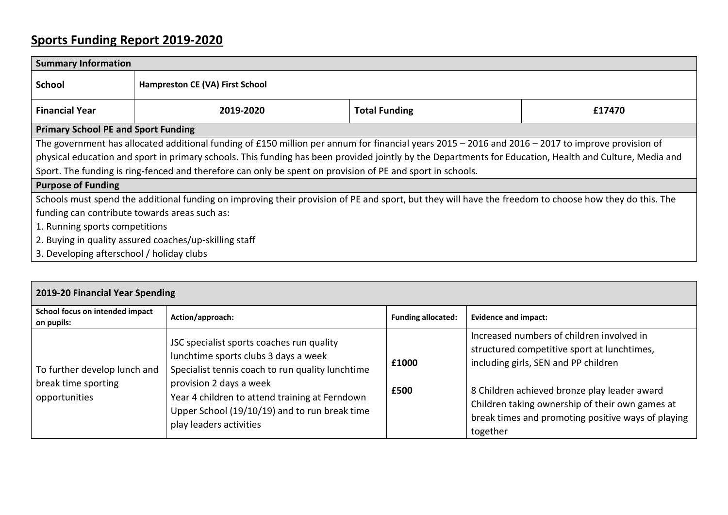# Sports Funding Report 2019-2020

| Summary Information | | | |
|---|---|---|---|
| **School** | **Hampreston CE (VA) First School** | | |
| **Financial Year** | **2019-2020** | **Total Funding** | **£17470** |

**Primary School PE and Sport Funding**

The government has allocated additional funding of £150 million per annum for financial years 2015 – 2016 and 2016 – 2017 to improve provision of physical education and sport in primary schools. This funding has been provided jointly by the Departments for Education, Health and Culture, Media and Sport. The funding is ring-fenced and therefore can only be spent on provision of PE and sport in schools.

**Purpose of Funding**

Schools must spend the additional funding on improving their provision of PE and sport, but they will have the freedom to choose how they do this. The funding can contribute towards areas such as:

1. Running sports competitions
2. Buying in quality assured coaches/up-skilling staff
3. Developing afterschool / holiday clubs

**2019-20 Financial Year Spending**

| School focus on intended impact on pupils: | Action/approach: | Funding allocated: | Evidence and impact: |
|---|---|---|---|
| To further develop lunch and break time sporting opportunities | JSC specialist sports coaches run quality lunchtime sports clubs 3 days a week<br>Specialist tennis coach to run quality lunchtime provision 2 days a week<br>Year 4 children to attend training at Ferndown Upper School (19/10/19) and to run break time play leaders activities | **£1000**<br><br>**£500** | Increased numbers of children involved in structured competitive sport at lunchtimes, including girls, SEN and PP children<br><br>8 Children achieved bronze play leader award<br>Children taking ownership of their own games at break times and promoting positive ways of playing together |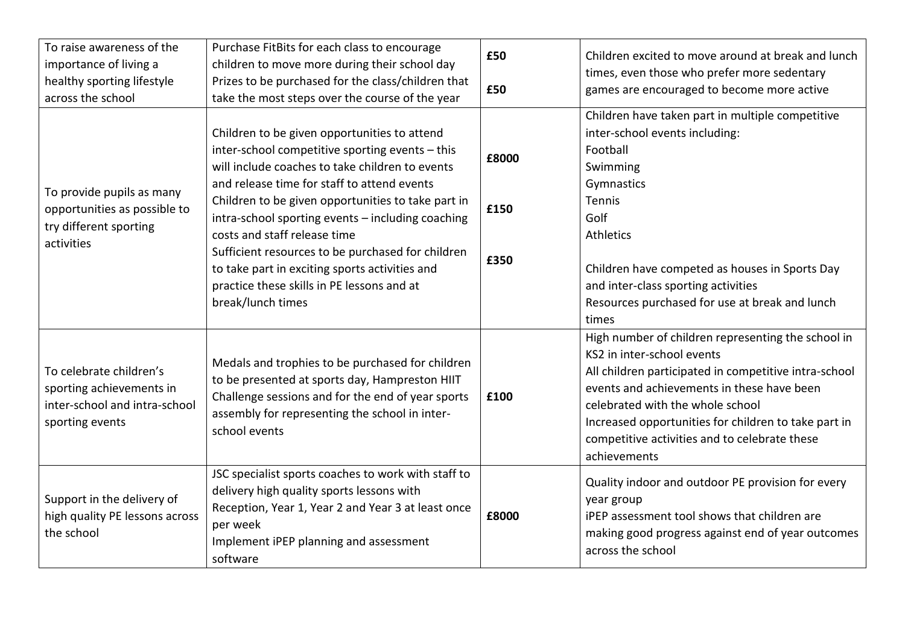| | | | |
|---|---|---|---|
| To raise awareness of the importance of living a healthy sporting lifestyle across the school | Purchase FitBits for each class to encourage children to move more during their school day<br>Prizes to be purchased for the class/children that take the most steps over the course of the year | £50<br><br>£50 | Children excited to move around at break and lunch times, even those who prefer more sedentary games are encouraged to become more active |
| To provide pupils as many opportunities as possible to try different sporting activities | Children to be given opportunities to attend inter-school competitive sporting events – this will include coaches to take children to events and release time for staff to attend events<br>Children to be given opportunities to take part in intra-school sporting events – including coaching costs and staff release time<br>Sufficient resources to be purchased for children to take part in exciting sports activities and practice these skills in PE lessons and at break/lunch times | £8000<br><br>£150<br><br>£350 | Children have taken part in multiple competitive inter-school events including:<br>Football<br>Swimming<br>Gymnastics<br>Tennis<br>Golf<br>Athletics<br><br>Children have competed as houses in Sports Day and inter-class sporting activities<br>Resources purchased for use at break and lunch times |
| To celebrate children's sporting achievements in inter-school and intra-school sporting events | Medals and trophies to be purchased for children to be presented at sports day, Hampreston HIIT Challenge sessions and for the end of year sports assembly for representing the school in inter-school events | £100 | High number of children representing the school in KS2 in inter-school events<br>All children participated in competitive intra-school events and achievements in these have been celebrated with the whole school<br>Increased opportunities for children to take part in competitive activities and to celebrate these achievements |
| Support in the delivery of high quality PE lessons across the school | JSC specialist sports coaches to work with staff to delivery high quality sports lessons with Reception, Year 1, Year 2 and Year 3 at least once per week<br>Implement iPEP planning and assessment software | £8000 | Quality indoor and outdoor PE provision for every year group<br>iPEP assessment tool shows that children are making good progress against end of year outcomes across the school |